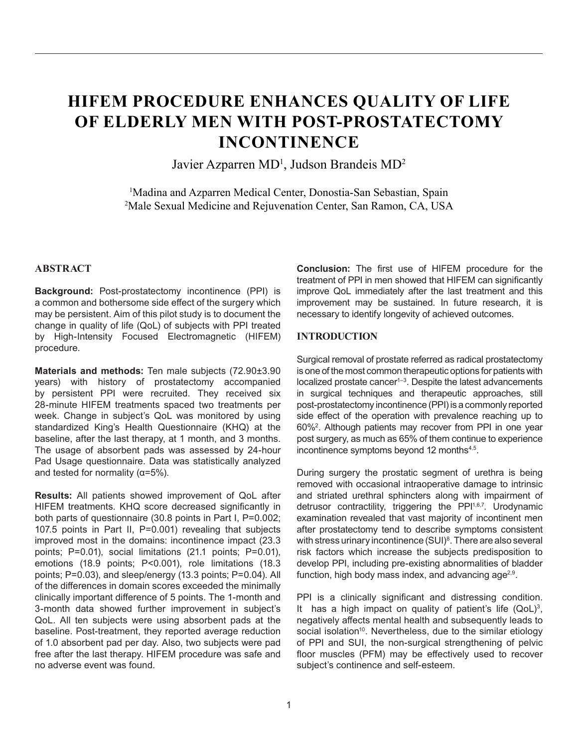# HIFEM PROCEDURE ENHANCES QUALITY OF LIFE OF ELDERLY MEN WITH POST-PROSTATECTOMY INCONTINENCE

Javier Azparren MD[1], Judson Brandeis MD[2]

[1]Madina and Azparren Medical Center, Donostia-San Sebastian, Spain
[2]Male Sexual Medicine and Rejuvenation Center, San Ramon, CA, USA

## ABSTRACT

**Background:** Post-prostatectomy incontinence (PPI) is a common and bothersome side effect of the surgery which may be persistent. Aim of this pilot study is to document the change in quality of life (QoL) of subjects with PPI treated by High-Intensity Focused Electromagnetic (HIFEM) procedure.

**Materials and methods:** Ten male subjects (72.90±3.90 years) with history of prostatectomy accompanied by persistent PPI were recruited. They received six 28-minute HIFEM treatments spaced two treatments per week. Change in subject's QoL was monitored by using standardized King's Health Questionnaire (KHQ) at the baseline, after the last therapy, at 1 month, and 3 months. The usage of absorbent pads was assessed by 24-hour Pad Usage questionnaire. Data was statistically analyzed and tested for normality (α=5%).

**Results:** All patients showed improvement of QoL after HIFEM treatments. KHQ score decreased significantly in both parts of questionnaire (30.8 points in Part I, P=0.002; 107.5 points in Part II, P=0.001) revealing that subjects improved most in the domains: incontinence impact (23.3 points; P=0.01), social limitations (21.1 points; P=0.01), emotions (18.9 points; P<0.001), role limitations (18.3 points; P=0.03), and sleep/energy (13.3 points; P=0.04). All of the differences in domain scores exceeded the minimally clinically important difference of 5 points. The 1-month and 3-month data showed further improvement in subject's QoL. All ten subjects were using absorbent pads at the baseline. Post-treatment, they reported average reduction of 1.0 absorbent pad per day. Also, two subjects were pad free after the last therapy. HIFEM procedure was safe and no adverse event was found.

**Conclusion:** The first use of HIFEM procedure for the treatment of PPI in men showed that HIFEM can significantly improve QoL immediately after the last treatment and this improvement may be sustained. In future research, it is necessary to identify longevity of achieved outcomes.

## INTRODUCTION

Surgical removal of prostate referred as radical prostatectomy is one of the most common therapeutic options for patients with localized prostate cancer[1–3]. Despite the latest advancements in surgical techniques and therapeutic approaches, still post-prostatectomy incontinence (PPI) is a commonly reported side effect of the operation with prevalence reaching up to 60%[2]. Although patients may recover from PPI in one year post surgery, as much as 65% of them continue to experience incontinence symptoms beyond 12 months[4,5].

During surgery the prostatic segment of urethra is being removed with occasional intraoperative damage to intrinsic and striated urethral sphincters along with impairment of detrusor contractility, triggering the PPI[1,6,7]. Urodynamic examination revealed that vast majority of incontinent men after prostatectomy tend to describe symptoms consistent with stress urinary incontinence (SUI)[8]. There are also several risk factors which increase the subjects predisposition to develop PPI, including pre-existing abnormalities of bladder function, high body mass index, and advancing age[2,9].

PPI is a clinically significant and distressing condition. It has a high impact on quality of patient's life (QoL)[3], negatively affects mental health and subsequently leads to social isolation[10]. Nevertheless, due to the similar etiology of PPI and SUI, the non-surgical strengthening of pelvic floor muscles (PFM) may be effectively used to recover subject's continence and self-esteem.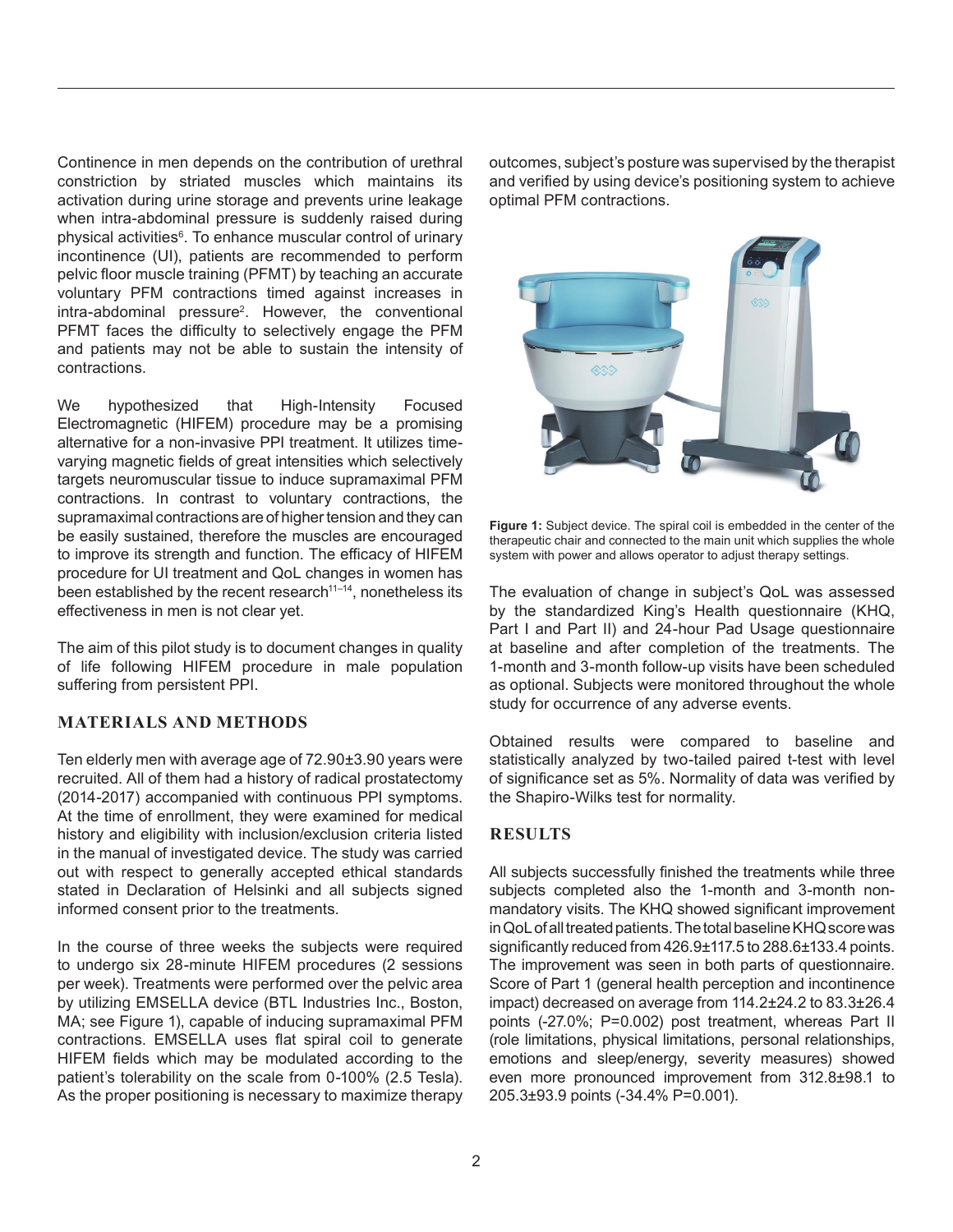Continence in men depends on the contribution of urethral constriction by striated muscles which maintains its activation during urine storage and prevents urine leakage when intra-abdominal pressure is suddenly raised during physical activities[6]. To enhance muscular control of urinary incontinence (UI), patients are recommended to perform pelvic floor muscle training (PFMT) by teaching an accurate voluntary PFM contractions timed against increases in intra-abdominal pressure[2]. However, the conventional PFMT faces the difficulty to selectively engage the PFM and patients may not be able to sustain the intensity of contractions.

We hypothesized that High-Intensity Focused Electromagnetic (HIFEM) procedure may be a promising alternative for a non-invasive PPI treatment. It utilizes time-varying magnetic fields of great intensities which selectively targets neuromuscular tissue to induce supramaximal PFM contractions. In contrast to voluntary contractions, the supramaximal contractions are of higher tension and they can be easily sustained, therefore the muscles are encouraged to improve its strength and function. The efficacy of HIFEM procedure for UI treatment and QoL changes in women has been established by the recent research[11–14], nonetheless its effectiveness in men is not clear yet.

The aim of this pilot study is to document changes in quality of life following HIFEM procedure in male population suffering from persistent PPI.

## MATERIALS AND METHODS

Ten elderly men with average age of 72.90±3.90 years were recruited. All of them had a history of radical prostatectomy (2014-2017) accompanied with continuous PPI symptoms. At the time of enrollment, they were examined for medical history and eligibility with inclusion/exclusion criteria listed in the manual of investigated device. The study was carried out with respect to generally accepted ethical standards stated in Declaration of Helsinki and all subjects signed informed consent prior to the treatments.

In the course of three weeks the subjects were required to undergo six 28-minute HIFEM procedures (2 sessions per week). Treatments were performed over the pelvic area by utilizing EMSELLA device (BTL Industries Inc., Boston, MA; see Figure 1), capable of inducing supramaximal PFM contractions. EMSELLA uses flat spiral coil to generate HIFEM fields which may be modulated according to the patient's tolerability on the scale from 0-100% (2.5 Tesla). As the proper positioning is necessary to maximize therapy outcomes, subject's posture was supervised by the therapist and verified by using device's positioning system to achieve optimal PFM contractions.

**Figure 1:** Subject device. The spiral coil is embedded in the center of the therapeutic chair and connected to the main unit which supplies the whole system with power and allows operator to adjust therapy settings.

The evaluation of change in subject's QoL was assessed by the standardized King's Health questionnaire (KHQ, Part I and Part II) and 24-hour Pad Usage questionnaire at baseline and after completion of the treatments. The 1-month and 3-month follow-up visits have been scheduled as optional. Subjects were monitored throughout the whole study for occurrence of any adverse events.

Obtained results were compared to baseline and statistically analyzed by two-tailed paired t-test with level of significance set as 5%. Normality of data was verified by the Shapiro-Wilks test for normality.

## RESULTS

All subjects successfully finished the treatments while three subjects completed also the 1-month and 3-month non-mandatory visits. The KHQ showed significant improvement in QoL of all treated patients. The total baseline KHQ score was significantly reduced from 426.9±117.5 to 288.6±133.4 points. The improvement was seen in both parts of questionnaire. Score of Part 1 (general health perception and incontinence impact) decreased on average from 114.2±24.2 to 83.3±26.4 points (-27.0%; P=0.002) post treatment, whereas Part II (role limitations, physical limitations, personal relationships, emotions and sleep/energy, severity measures) showed even more pronounced improvement from 312.8±98.1 to 205.3±93.9 points (-34.4% P=0.001).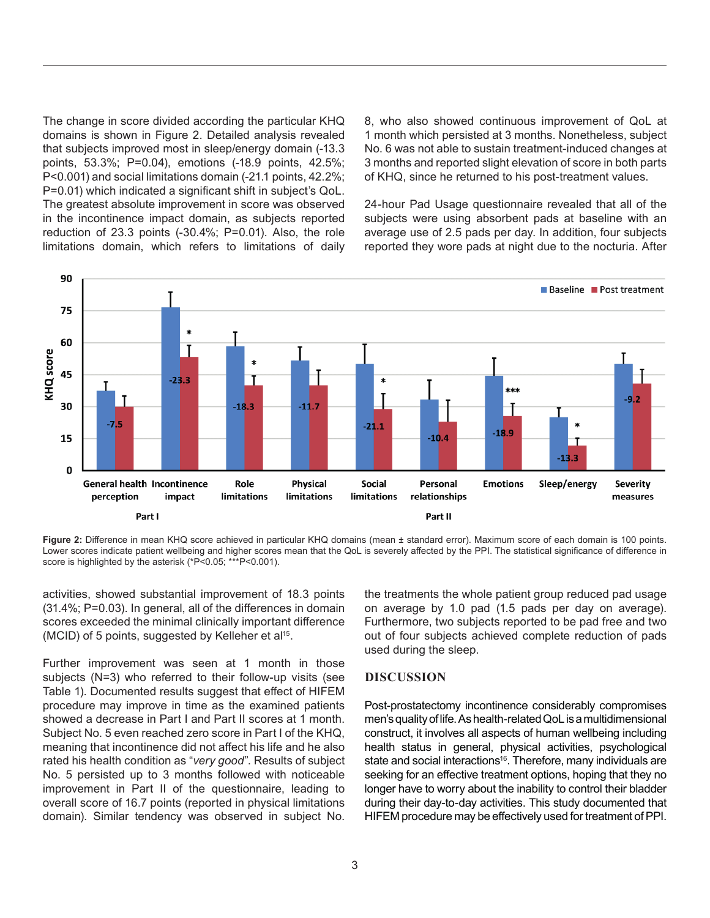The change in score divided according the particular KHQ domains is shown in Figure 2. Detailed analysis revealed that subjects improved most in sleep/energy domain (-13.3 points, 53.3%; P=0.04), emotions (-18.9 points, 42.5%; P<0.001) and social limitations domain (-21.1 points, 42.2%; P=0.01) which indicated a significant shift in subject's QoL. The greatest absolute improvement in score was observed in the incontinence impact domain, as subjects reported reduction of 23.3 points (-30.4%; P=0.01). Also, the role limitations domain, which refers to limitations of daily activities, showed substantial improvement of 18.3 points (31.4%; P=0.03). In general, all of the differences in domain scores exceeded the minimal clinically important difference (MCID) of 5 points, suggested by Kelleher et al[15].

Further improvement was seen at 1 month in those subjects (N=3) who referred to their follow-up visits (see Table 1). Documented results suggest that effect of HIFEM procedure may improve in time as the examined patients showed a decrease in Part I and Part II scores at 1 month. Subject No. 5 even reached zero score in Part I of the KHQ, meaning that incontinence did not affect his life and he also rated his health condition as "*very good*". Results of subject No. 5 persisted up to 3 months followed with noticeable improvement in Part II of the questionnaire, leading to overall score of 16.7 points (reported in physical limitations domain). Similar tendency was observed in subject No. 8, who also showed continuous improvement of QoL at 1 month which persisted at 3 months. Nonetheless, subject No. 6 was not able to sustain treatment-induced changes at 3 months and reported slight elevation of score in both parts of KHQ, since he returned to his post-treatment values.

24-hour Pad Usage questionnaire revealed that all of the subjects were using absorbent pads at baseline with an average use of 2.5 pads per day. In addition, four subjects reported they wore pads at night due to the nocturia. After the treatments the whole patient group reduced pad usage on average by 1.0 pad (1.5 pads per day on average). Furthermore, two subjects reported to be pad free and two out of four subjects achieved complete reduction of pads used during the sleep.

**Figure 2:** Difference in mean KHQ score achieved in particular KHQ domains (mean ± standard error). Maximum score of each domain is 100 points. Lower scores indicate patient wellbeing and higher scores mean that the QoL is severely affected by the PPI. The statistical significance of difference in score is highlighted by the asterisk (*P<0.05; ***P<0.001).

## DISCUSSION

Post-prostatectomy incontinence considerably compromises men's quality of life. As health-related QoL is a multidimensional construct, it involves all aspects of human wellbeing including health status in general, physical activities, psychological state and social interactions[16]. Therefore, many individuals are seeking for an effective treatment options, hoping that they no longer have to worry about the inability to control their bladder during their day-to-day activities. This study documented that HIFEM procedure may be effectively used for treatment of PPI.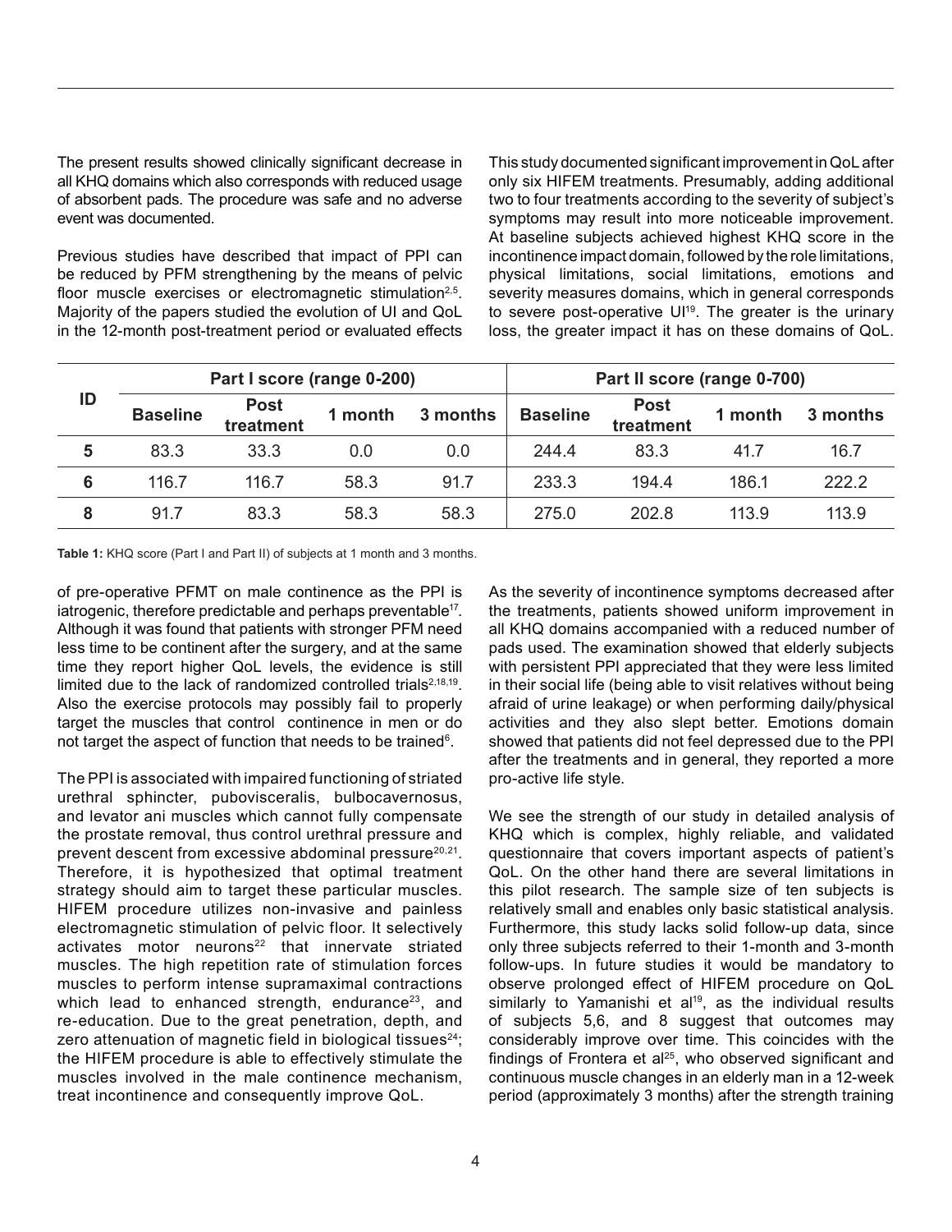The present results showed clinically significant decrease in all KHQ domains which also corresponds with reduced usage of absorbent pads. The procedure was safe and no adverse event was documented.

Previous studies have described that impact of PPI can be reduced by PFM strengthening by the means of pelvic floor muscle exercises or electromagnetic stimulation[2,5]. Majority of the papers studied the evolution of UI and QoL in the 12-month post-treatment period or evaluated effects of pre-operative PFMT on male continence as the PPI is iatrogenic, therefore predictable and perhaps preventable[17]. Although it was found that patients with stronger PFM need less time to be continent after the surgery, and at the same time they report higher QoL levels, the evidence is still limited due to the lack of randomized controlled trials[2,18,19]. Also the exercise protocols may possibly fail to properly target the muscles that control continence in men or do not target the aspect of function that needs to be trained[6].

The PPI is associated with impaired functioning of striated urethral sphincter, puboviseralis, bulbocavernosus, and levator ani muscles which cannot fully compensate the prostate removal, thus control urethral pressure and prevent descent from excessive abdominal pressure[20,21]. Therefore, it is hypothesized that optimal treatment strategy should aim to target these particular muscles. HIFEM procedure utilizes non-invasive and painless electromagnetic stimulation of pelvic floor. It selectively activates motor neurons[22] that innervate striated muscles. The high repetition rate of stimulation forces muscles to perform intense supramaximal contractions which lead to enhanced strength, endurance[23], and re-education. Due to the great penetration, depth, and zero attenuation of magnetic field in biological tissues[24]; the HIFEM procedure is able to effectively stimulate the muscles involved in the male continence mechanism, treat incontinence and consequently improve QoL.

This study documented significant improvement in QoL after only six HIFEM treatments. Presumably, adding additional two to four treatments according to the severity of subject's symptoms may result into more noticeable improvement. At baseline subjects achieved highest KHQ score in the incontinence impact domain, followed by the role limitations, physical limitations, social limitations, emotions and severity measures domains, which in general corresponds to severe post-operative UI[19]. The greater is the urinary loss, the greater impact it has on these domains of QoL.

| ID | Part I score (range 0-200) | | | | Part II score (range 0-700) | | | |
|---|---|---|---|---|---|---|---|---|
| | Baseline | Post treatment | 1 month | 3 months | Baseline | Post treatment | 1 month | 3 months |
| 5 | 83.3 | 33.3 | 0.0 | 0.0 | 244.4 | 83.3 | 41.7 | 16.7 |
| 6 | 116.7 | 116.7 | 58.3 | 91.7 | 233.3 | 194.4 | 186.1 | 222.2 |
| 8 | 91.7 | 83.3 | 58.3 | 58.3 | 275.0 | 202.8 | 113.9 | 113.9 |

**Table 1:** KHQ score (Part I and Part II) of subjects at 1 month and 3 months.

As the severity of incontinence symptoms decreased after the treatments, patients showed uniform improvement in all KHQ domains accompanied with a reduced number of pads used. The examination showed that elderly subjects with persistent PPI appreciated that they were less limited in their social life (being able to visit relatives without being afraid of urine leakage) or when performing daily/physical activities and they also slept better. Emotions domain showed that patients did not feel depressed due to the PPI after the treatments and in general, they reported a more pro-active life style.

We see the strength of our study in detailed analysis of KHQ which is complex, highly reliable, and validated questionnaire that covers important aspects of patient's QoL. On the other hand there are several limitations in this pilot research. The sample size of ten subjects is relatively small and enables only basic statistical analysis. Furthermore, this study lacks solid follow-up data, since only three subjects referred to their 1-month and 3-month follow-ups. In future studies it would be mandatory to observe prolonged effect of HIFEM procedure on QoL similarly to Yamanishi et al[19], as the individual results of subjects 5,6, and 8 suggest that outcomes may considerably improve over time. This coincides with the findings of Frontera et al[25], who observed significant and continuous muscle changes in an elderly man in a 12-week period (approximately 3 months) after the strength training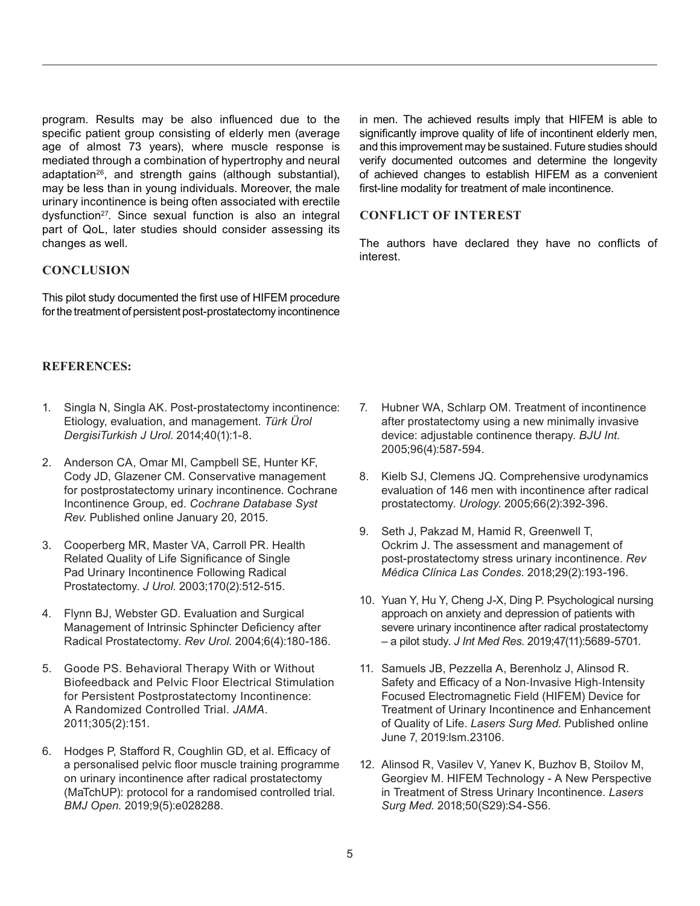program. Results may be also influenced due to the specific patient group consisting of elderly men (average age of almost 73 years), where muscle response is mediated through a combination of hypertrophy and neural adaptation[26], and strength gains (although substantial), may be less than in young individuals. Moreover, the male urinary incontinence is being often associated with erectile dysfunction[27]. Since sexual function is also an integral part of QoL, later studies should consider assessing its changes as well.

## CONCLUSION

This pilot study documented the first use of HIFEM procedure for the treatment of persistent post-prostatectomy incontinence in men. The achieved results imply that HIFEM is able to significantly improve quality of life of incontinent elderly men, and this improvement may be sustained. Future studies should verify documented outcomes and determine the longevity of achieved changes to establish HIFEM as a convenient first-line modality for treatment of male incontinence.

## CONFLICT OF INTEREST

The authors have declared they have no conflicts of interest.

## REFERENCES:

1. Singla N, Singla AK. Post-prostatectomy incontinence: Etiology, evaluation, and management. *Türk Ürol DergisiTurkish J Urol*. 2014;40(1):1-8.
2. Anderson CA, Omar MI, Campbell SE, Hunter KF, Cody JD, Glazener CM. Conservative management for postprostatectomy urinary incontinence. Cochrane Incontinence Group, ed. *Cochrane Database Syst Rev*. Published online January 20, 2015.
3. Cooperberg MR, Master VA, Carroll PR. Health Related Quality of Life Significance of Single Pad Urinary Incontinence Following Radical Prostatectomy. *J Urol*. 2003;170(2):512-515.
4. Flynn BJ, Webster GD. Evaluation and Surgical Management of Intrinsic Sphincter Deficiency after Radical Prostatectomy. *Rev Urol*. 2004;6(4):180-186.
5. Goode PS. Behavioral Therapy With or Without Biofeedback and Pelvic Floor Electrical Stimulation for Persistent Postprostatectomy Incontinence: A Randomized Controlled Trial. *JAMA*. 2011;305(2):151.
6. Hodges P, Stafford R, Coughlin GD, et al. Efficacy of a personalised pelvic floor muscle training programme on urinary incontinence after radical prostatectomy (MaTchUP): protocol for a randomised controlled trial. *BMJ Open*. 2019;9(5):e028288.
7. Hubner WA, Schlarp OM. Treatment of incontinence after prostatectomy using a new minimally invasive device: adjustable continence therapy. *BJU Int*. 2005;96(4):587-594.
8. Kielb SJ, Clemens JQ. Comprehensive urodynamics evaluation of 146 men with incontinence after radical prostatectomy. *Urology*. 2005;66(2):392-396.
9. Seth J, Pakzad M, Hamid R, Greenwell T, Ockrim J. The assessment and management of post-prostatectomy stress urinary incontinence. *Rev Médica Clínica Las Condes*. 2018;29(2):193-196.
10. Yuan Y, Hu Y, Cheng J-X, Ding P. Psychological nursing approach on anxiety and depression of patients with severe urinary incontinence after radical prostatectomy – a pilot study. *J Int Med Res*. 2019;47(11):5689-5701.
11. Samuels JB, Pezzella A, Berenholz J, Alinsod R. Safety and Efficacy of a Non-Invasive High-Intensity Focused Electromagnetic Field (HIFEM) Device for Treatment of Urinary Incontinence and Enhancement of Quality of Life. *Lasers Surg Med*. Published online June 7, 2019:lsm.23106.
12. Alinsod R, Vasilev V, Yanev K, Buzhov B, Stoilov M, Georgiev M. HIFEM Technology - A New Perspective in Treatment of Stress Urinary Incontinence. *Lasers Surg Med*. 2018;50(S29):S4-S56.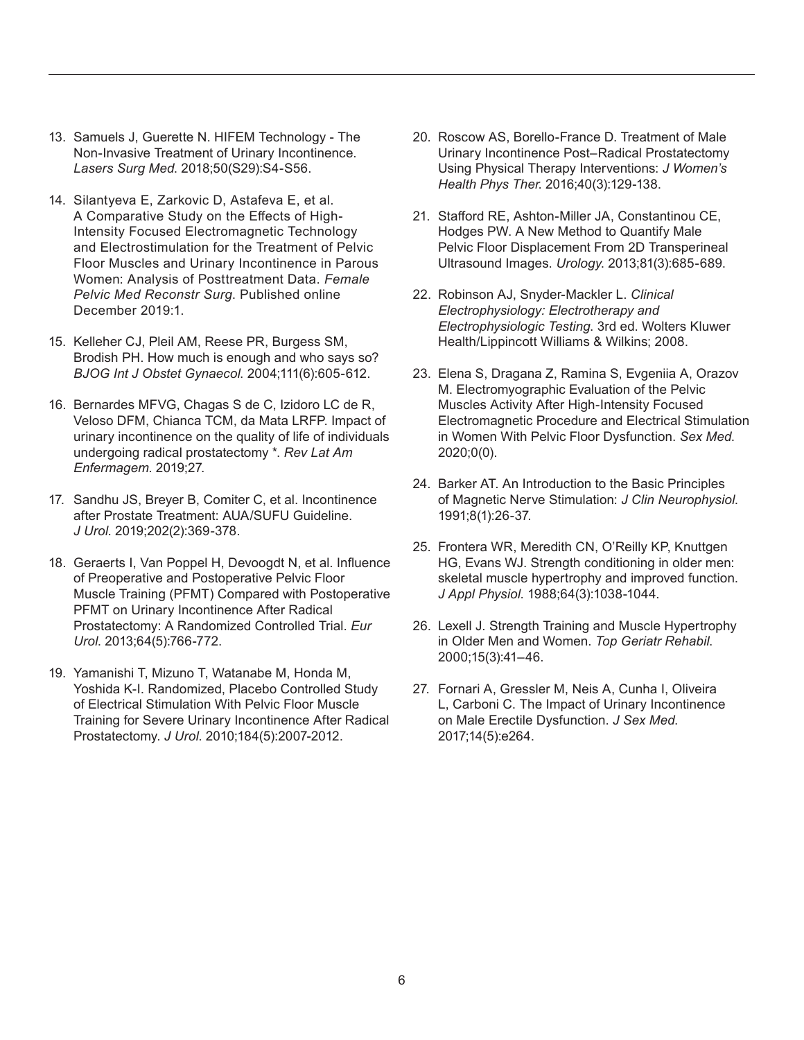13. Samuels J, Guerette N. HIFEM Technology - The Non-Invasive Treatment of Urinary Incontinence. *Lasers Surg Med*. 2018;50(S29):S4-S56.

14. Silantyeva E, Zarkovic D, Astafeva E, et al. A Comparative Study on the Effects of High-Intensity Focused Electromagnetic Technology and Electrostimulation for the Treatment of Pelvic Floor Muscles and Urinary Incontinence in Parous Women: Analysis of Posttreatment Data. *Female Pelvic Med Reconstr Surg*. Published online December 2019:1.

15. Kelleher CJ, Pleil AM, Reese PR, Burgess SM, Brodish PH. How much is enough and who says so? *BJOG Int J Obstet Gynaecol*. 2004;111(6):605-612.

16. Bernardes MFVG, Chagas S de C, Izidoro LC de R, Veloso DFM, Chianca TCM, da Mata LRFP. Impact of urinary incontinence on the quality of life of individuals undergoing radical prostatectomy *. *Rev Lat Am Enfermagem*. 2019;27.

17. Sandhu JS, Breyer B, Comiter C, et al. Incontinence after Prostate Treatment: AUA/SUFU Guideline. *J Urol*. 2019;202(2):369-378.

18. Geraerts I, Van Poppel H, Devoogdt N, et al. Influence of Preoperative and Postoperative Pelvic Floor Muscle Training (PFMT) Compared with Postoperative PFMT on Urinary Incontinence After Radical Prostatectomy: A Randomized Controlled Trial. *Eur Urol*. 2013;64(5):766-772.

19. Yamanishi T, Mizuno T, Watanabe M, Honda M, Yoshida K-I. Randomized, Placebo Controlled Study of Electrical Stimulation With Pelvic Floor Muscle Training for Severe Urinary Incontinence After Radical Prostatectomy. *J Urol*. 2010;184(5):2007-2012.

20. Roscow AS, Borello-France D. Treatment of Male Urinary Incontinence Post–Radical Prostatectomy Using Physical Therapy Interventions: *J Women's Health Phys Ther*. 2016;40(3):129-138.

21. Stafford RE, Ashton-Miller JA, Constantinou CE, Hodges PW. A New Method to Quantify Male Pelvic Floor Displacement From 2D Transperineal Ultrasound Images. *Urology*. 2013;81(3):685-689.

22. Robinson AJ, Snyder-Mackler L. *Clinical Electrophysiology: Electrotherapy and Electrophysiologic Testing*. 3rd ed. Wolters Kluwer Health/Lippincott Williams & Wilkins; 2008.

23. Elena S, Dragana Z, Ramina S, Evgeniia A, Orazov M. Electromyographic Evaluation of the Pelvic Muscles Activity After High-Intensity Focused Electromagnetic Procedure and Electrical Stimulation in Women With Pelvic Floor Dysfunction. *Sex Med*. 2020;0(0).

24. Barker AT. An Introduction to the Basic Principles of Magnetic Nerve Stimulation: *J Clin Neurophysiol*. 1991;8(1):26-37.

25. Frontera WR, Meredith CN, O'Reilly KP, Knuttgen HG, Evans WJ. Strength conditioning in older men: skeletal muscle hypertrophy and improved function. *J Appl Physiol*. 1988;64(3):1038-1044.

26. Lexell J. Strength Training and Muscle Hypertrophy in Older Men and Women. *Top Geriatr Rehabil*. 2000;15(3):41–46.

27. Fornari A, Gressler M, Neis A, Cunha I, Oliveira L, Carboni C. The Impact of Urinary Incontinence on Male Erectile Dysfunction. *J Sex Med*. 2017;14(5):e264.